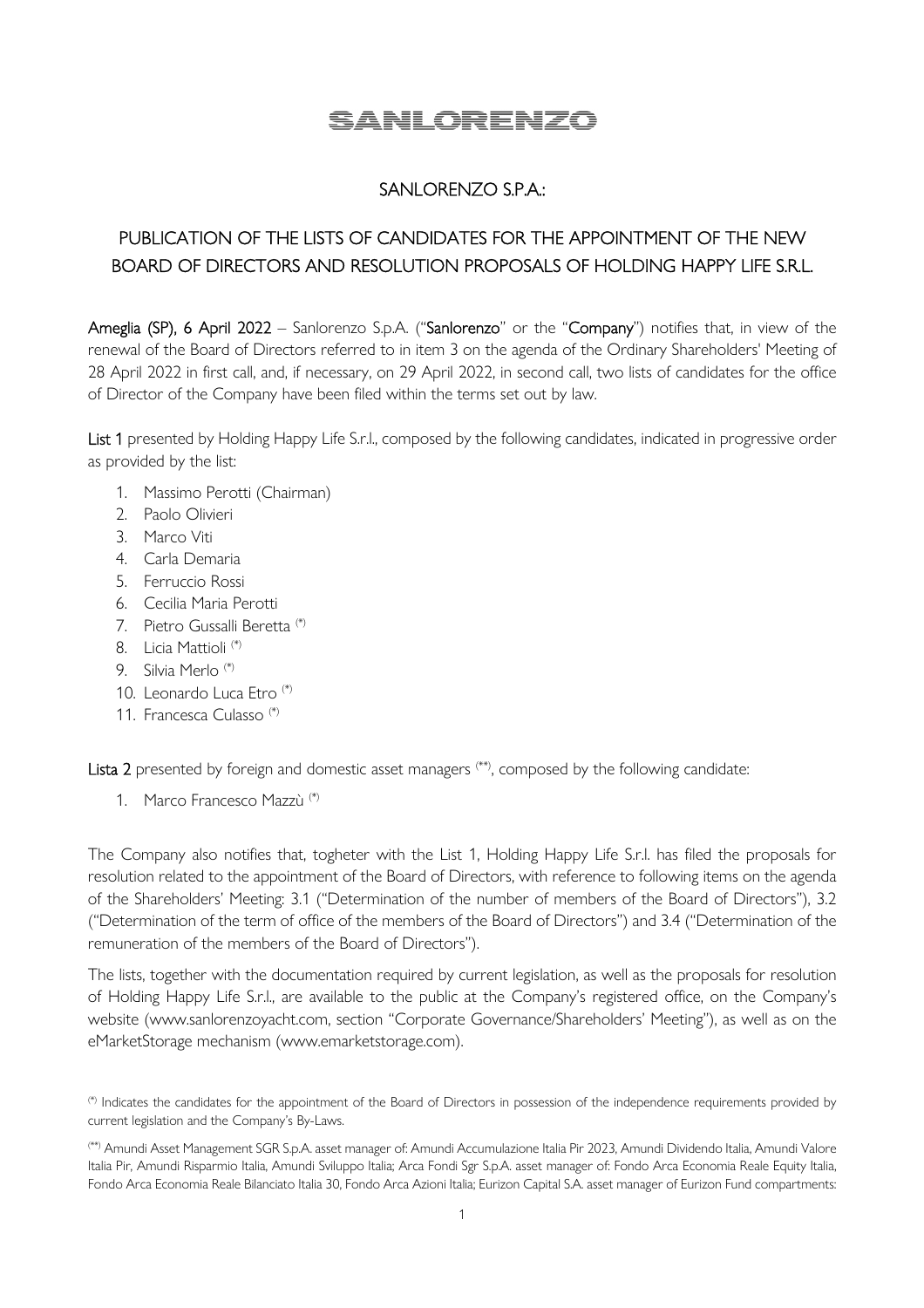SANLORENZO

## SANLORENZO S.P.A.:

## PUBLICATION OF THE LISTS OF CANDIDATES FOR THE APPOINTMENT OF THE NEW BOARD OF DIRECTORS AND RESOLUTION PROPOSALS OF HOLDING HAPPY LIFE S.R.L.

**Ameglia (SP), 6 April 2022** – Sanlorenzo S.p.A. ("**Sanlorenzo**" or the "**Company**") notifies that, in view of the renewal of the Board of Directors referred to in item 3 on the agenda of the Ordinary Shareholders' Meeting of 28 April 2022 in first call, and, if necessary, on 29 April 2022, in second call, two lists of candidates for the office of Director of the Company have been filed within the terms set out by law.

**List 1** presented by Holding Happy Life S.r.l., composed by the following candidates, indicated in progressive order as provided by the list:

1. Massimo Perotti (Chairman)
2. Paolo Olivieri
3. Marco Viti
4. Carla Demaria
5. Ferruccio Rossi
6. Cecilia Maria Perotti
7. Pietro Gussalli Beretta (*)
8. Licia Mattioli (*)
9. Silvia Merlo (*)
10. Leonardo Luca Etro (*)
11. Francesca Culasso (*)

**Lista 2** presented by foreign and domestic asset managers (**), composed by the following candidate:

1. Marco Francesco Mazzù (*)

The Company also notifies that, togheter with the List 1, Holding Happy Life S.r.l. has filed the proposals for resolution related to the appointment of the Board of Directors, with reference to following items on the agenda of the Shareholders' Meeting: 3.1 ("Determination of the number of members of the Board of Directors"), 3.2 ("Determination of the term of office of the members of the Board of Directors") and 3.4 ("Determination of the remuneration of the members of the Board of Directors").

The lists, together with the documentation required by current legislation, as well as the proposals for resolution of Holding Happy Life S.r.l., are available to the public at the Company's registered office, on the Company's website (www.sanlorenzoyacht.com, section "Corporate Governance/Shareholders' Meeting"), as well as on the eMarketStorage mechanism (www.emarketstorage.com).

(*) Indicates the candidates for the appointment of the Board of Directors in possession of the independence requirements provided by current legislation and the Company's By-Laws.

(**) Amundi Asset Management SGR S.p.A. asset manager of: Amundi Accumulazione Italia Pir 2023, Amundi Dividendo Italia, Amundi Valore Italia Pir, Amundi Risparmio Italia, Amundi Sviluppo Italia; Arca Fondi Sgr S.p.A. asset manager of: Fondo Arca Economia Reale Equity Italia, Fondo Arca Economia Reale Bilanciato Italia 30, Fondo Arca Azioni Italia; Eurizon Capital S.A. asset manager of Eurizon Fund compartments: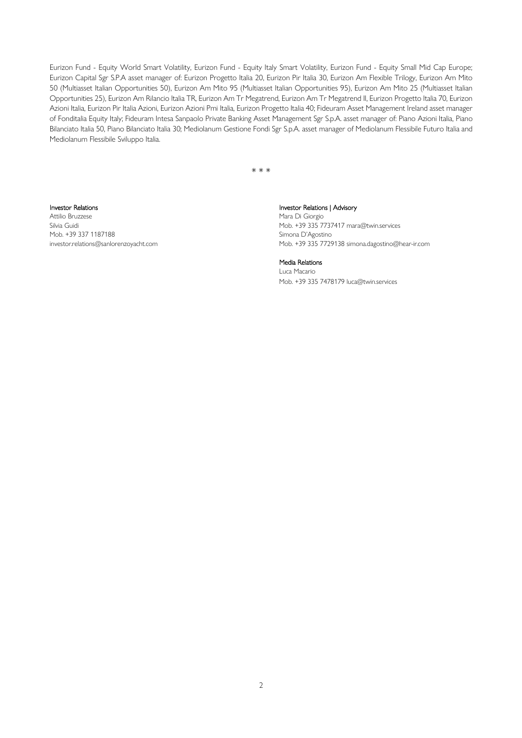Eurizon Fund - Equity World Smart Volatility, Eurizon Fund - Equity Italy Smart Volatility, Eurizon Fund - Equity Small Mid Cap Europe; Eurizon Capital Sgr S.P.A asset manager of: Eurizon Progetto Italia 20, Eurizon Pir Italia 30, Eurizon Am Flexible Trilogy, Eurizon Am Mito 50 (Multiasset Italian Opportunities 50), Eurizon Am Mito 95 (Multiasset Italian Opportunities 95), Eurizon Am Mito 25 (Multiasset Italian Opportunities 25), Eurizon Am Rilancio Italia TR, Eurizon Am Tr Megatrend, Eurizon Am Tr Megatrend II, Eurizon Progetto Italia 70, Eurizon Azioni Italia, Eurizon Pir Italia Azioni, Eurizon Azioni Pmi Italia, Eurizon Progetto Italia 40; Fideuram Asset Management Ireland asset manager of Fonditalia Equity Italy; Fideuram Intesa Sanpaolo Private Banking Asset Management Sgr S.p.A. asset manager of: Piano Azioni Italia, Piano Bilanciato Italia 50, Piano Bilanciato Italia 30; Mediolanum Gestione Fondi Sgr S.p.A. asset manager of Mediolanum Flessibile Futuro Italia and Mediolanum Flessibile Sviluppo Italia.

\* \* \*

**Investor Relations**
Attilio Bruzzese
Silvia Guidi
Mob. +39 337 1187188
investor.relations@sanlorenzoyacht.com

**Investor Relations | Advisory**
Mara Di Giorgio
Mob. +39 335 7737417 mara@twin.services
Simona D'Agostino
Mob. +39 335 7729138 simona.dagostino@hear-ir.com

**Media Relations**
Luca Macario
Mob. +39 335 7478179 luca@twin.services